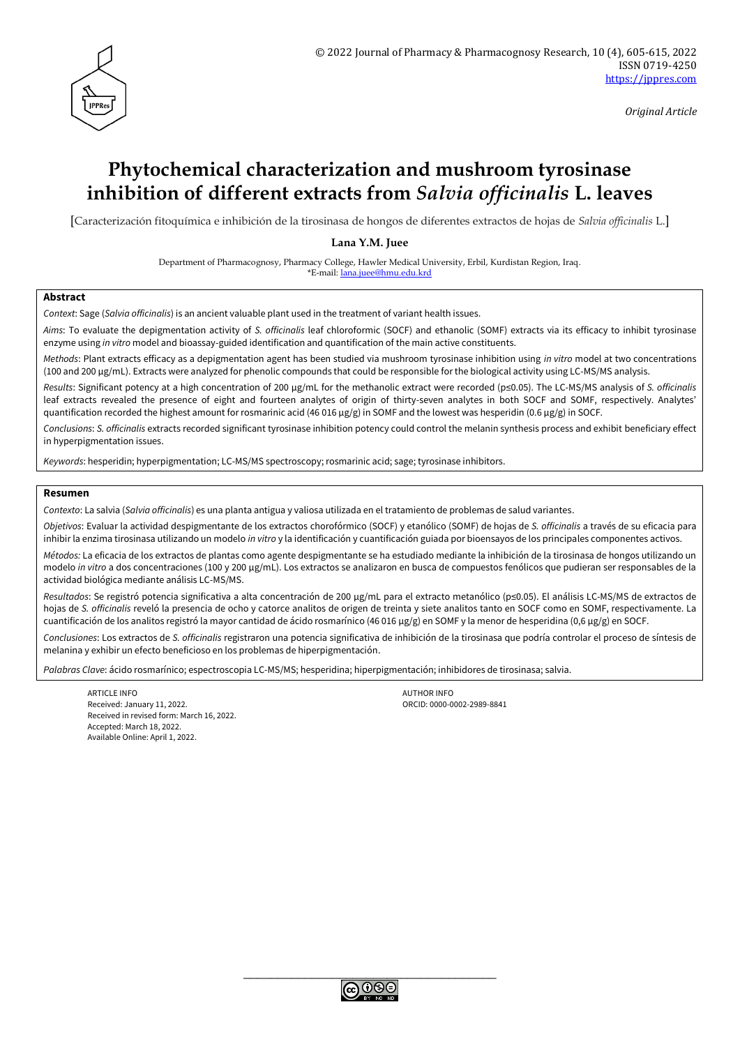Original Article

# Phytochemical characterization and mushroom tyrosinase inhibition of different extracts from *Salvia officinalis* L. leaves

[Caracterización fitoquímica e inhibición de la tirosinasa de hongos de diferentes extractos de hojas de *Salvia officinalis* L.]

**Lana Y.M. Juee**

Department of Pharmacognosy, Pharmacy College, Hawler Medical University, Erbil, Kurdistan Region, Iraq.
*E-mail: lana.juee@hmu.edu.krd

## Abstract

*Context*: Sage (*Salvia officinalis*) is an ancient valuable plant used in the treatment of variant health issues.

*Aims*: To evaluate the depigmentation activity of *S. officinalis* leaf chloroformic (SOCF) and ethanolic (SOMF) extracts via its efficacy to inhibit tyrosinase enzyme using *in vitro* model and bioassay-guided identification and quantification of the main active constituents.

*Methods*: Plant extracts efficacy as a depigmentation agent has been studied via mushroom tyrosinase inhibition using *in vitro* model at two concentrations (100 and 200 µg/mL). Extracts were analyzed for phenolic compounds that could be responsible for the biological activity using LC-MS/MS analysis.

*Results*: Significant potency at a high concentration of 200 µg/mL for the methanolic extract were recorded ($p \leq 0.05$). The LC-MS/MS analysis of *S. officinalis* leaf extracts revealed the presence of eight and fourteen analytes of origin of thirty-seven analytes in both SOCF and SOMF, respectively. Analytes' quantification recorded the highest amount for rosmarinic acid (46 016 µg/g) in SOMF and the lowest was hesperidin (0.6 µg/g) in SOCF.

*Conclusions*: *S. officinalis* extracts recorded significant tyrosinase inhibition potency could control the melanin synthesis process and exhibit beneficiary effect in hyperpigmentation issues.

*Keywords*: hesperidin; hyperpigmentation; LC-MS/MS spectroscopy; rosmarinic acid; sage; tyrosinase inhibitors.

## Resumen

*Contexto*: La salvia (*Salvia officinalis*) es una planta antigua y valiosa utilizada en el tratamiento de problemas de salud variantes.

*Objetivos*: Evaluar la actividad despigmentante de los extractos chorofórmico (SOCF) y etanólico (SOMF) de hojas de *S. officinalis* a través de su eficacia para inhibir la enzima tirosinasa utilizando un modelo *in vitro* y la identificación y cuantificación guiada por bioensayos de los principales componentes activos.

*Métodos:* La eficacia de los extractos de plantas como agente despigmentante se ha estudiado mediante la inhibición de la tirosinasa de hongos utilizando un modelo *in vitro* a dos concentraciones (100 y 200 µg/mL). Los extractos se analizaron en busca de compuestos fenólicos que pudieran ser responsables de la actividad biológica mediante análisis LC-MS/MS.

*Resultados*: Se registró potencia significativa a alta concentración de 200 µg/mL para el extracto metanólico ($p \leq 0.05$). El análisis LC-MS/MS de extractos de hojas de *S. officinalis* reveló la presencia de ocho y catorce analitos de origen de treinta y siete analitos tanto en SOCF como en SOMF, respectivamente. La cuantificación de los analitos registró la mayor cantidad de ácido rosmarínico (46 016 µg/g) en SOMF y la menor de hesperidina (0,6 µg/g) en SOCF.

*Conclusiones*: Los extractos de *S. officinalis* registraron una potencia significativa de inhibición de la tirosinasa que podría controlar el proceso de síntesis de melanina y exhibir un efecto beneficioso en los problemas de hiperpigmentación.

*Palabras Clave*: ácido rosmarínico; espectroscopia LC-MS/MS; hesperidina; hiperpigmentación; inhibidores de tirosinasa; salvia.

ARTICLE INFO
Received: January 11, 2022.
Received in revised form: March 16, 2022.
Accepted: March 18, 2022.
Available Online: April 1, 2022.

AUTHOR INFO
ORCID: 0000-0002-2989-8841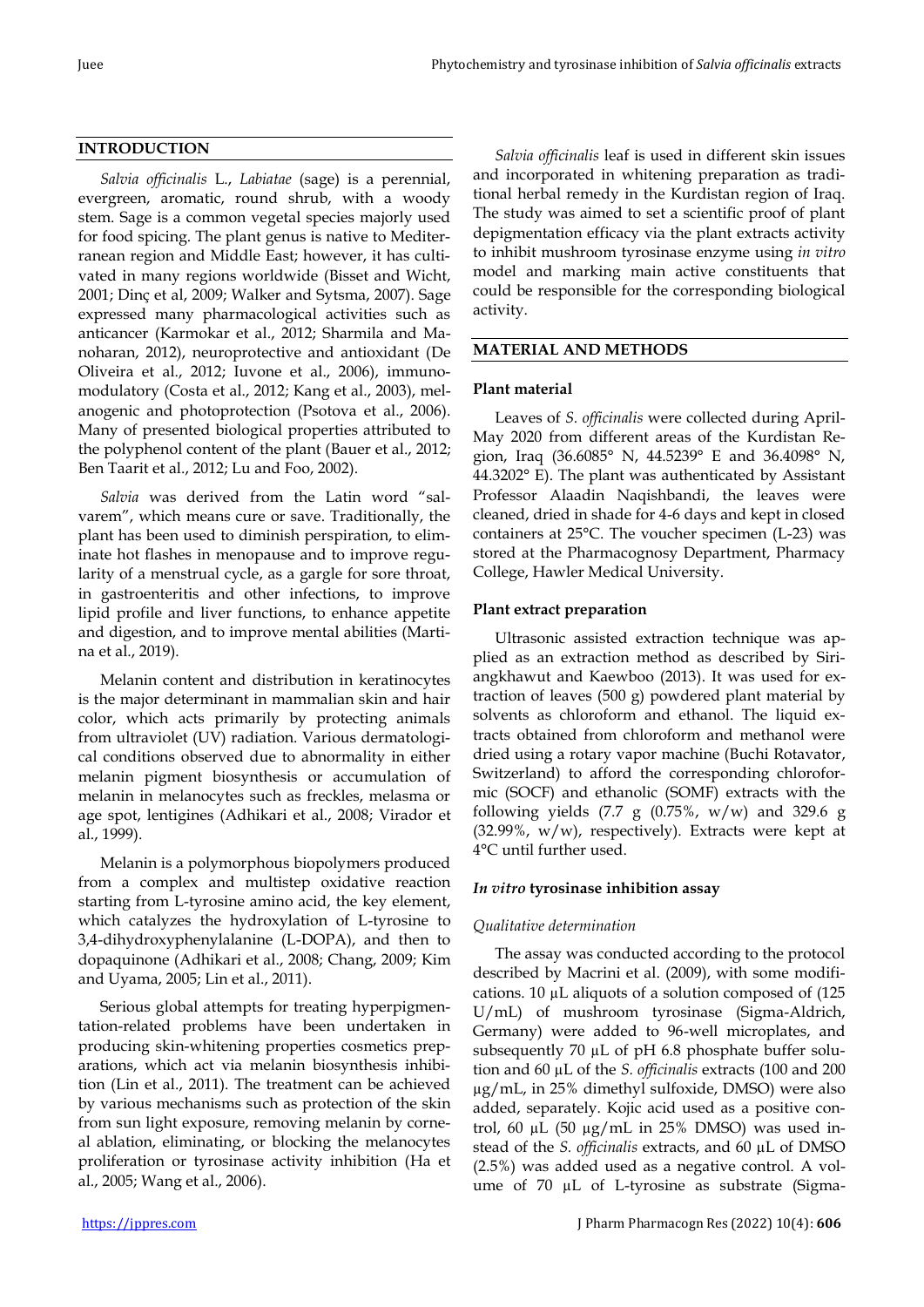## INTRODUCTION

*Salvia officinalis* L., *Labiatae* (sage) is a perennial, evergreen, aromatic, round shrub, with a woody stem. Sage is a common vegetal species majorly used for food spicing. The plant genus is native to Mediterranean region and Middle East; however, it has cultivated in many regions worldwide (Bisset and Wicht, 2001; Dinç et al, 2009; Walker and Sytsma, 2007). Sage expressed many pharmacological activities such as anticancer (Karmokar et al., 2012; Sharmila and Manoharan, 2012), neuroprotective and antioxidant (De Oliveira et al., 2012; Iuvone et al., 2006), immunomodulatory (Costa et al., 2012; Kang et al., 2003), melanogenic and photoprotection (Psotova et al., 2006). Many of presented biological properties attributed to the polyphenol content of the plant (Bauer et al., 2012; Ben Taarit et al., 2012; Lu and Foo, 2002).

*Salvia* was derived from the Latin word "salvarem", which means cure or save. Traditionally, the plant has been used to diminish perspiration, to eliminate hot flashes in menopause and to improve regularity of a menstrual cycle, as a gargle for sore throat, in gastroenteritis and other infections, to improve lipid profile and liver functions, to enhance appetite and digestion, and to improve mental abilities (Martina et al., 2019).

Melanin content and distribution in keratinocytes is the major determinant in mammalian skin and hair color, which acts primarily by protecting animals from ultraviolet (UV) radiation. Various dermatological conditions observed due to abnormality in either melanin pigment biosynthesis or accumulation of melanin in melanocytes such as freckles, melasma or age spot, lentigines (Adhikari et al., 2008; Virador et al., 1999).

Melanin is a polymorphous biopolymers produced from a complex and multistep oxidative reaction starting from L-tyrosine amino acid, the key element, which catalyzes the hydroxylation of L-tyrosine to 3,4-dihydroxyphenylalanine (L-DOPA), and then to dopaquinone (Adhikari et al., 2008; Chang, 2009; Kim and Uyama, 2005; Lin et al., 2011).

Serious global attempts for treating hyperpigmentation-related problems have been undertaken in producing skin-whitening properties cosmetics preparations, which act via melanin biosynthesis inhibition (Lin et al., 2011). The treatment can be achieved by various mechanisms such as protection of the skin from sun light exposure, removing melanin by corneal ablation, eliminating, or blocking the melanocytes proliferation or tyrosinase activity inhibition (Ha et al., 2005; Wang et al., 2006).

*Salvia officinalis* leaf is used in different skin issues and incorporated in whitening preparation as traditional herbal remedy in the Kurdistan region of Iraq. The study was aimed to set a scientific proof of plant depigmentation efficacy via the plant extracts activity to inhibit mushroom tyrosinase enzyme using *in vitro* model and marking main active constituents that could be responsible for the corresponding biological activity.

## MATERIAL AND METHODS

### Plant material

Leaves of *S. officinalis* were collected during April-May 2020 from different areas of the Kurdistan Region, Iraq (36.6085° N, 44.5239° E and 36.4098° N, 44.3202° E). The plant was authenticated by Assistant Professor Alaadin Naqishbandi, the leaves were cleaned, dried in shade for 4-6 days and kept in closed containers at 25°C. The voucher specimen (L-23) was stored at the Pharmacognosy Department, Pharmacy College, Hawler Medical University.

### Plant extract preparation

Ultrasonic assisted extraction technique was applied as an extraction method as described by Siriangkhawut and Kaewboo (2013). It was used for extraction of leaves (500 g) powdered plant material by solvents as chloroform and ethanol. The liquid extracts obtained from chloroform and methanol were dried using a rotary vapor machine (Buchi Rotavator, Switzerland) to afford the corresponding chloroformic (SOCF) and ethanolic (SOMF) extracts with the following yields (7.7 g (0.75%, w/w) and 329.6 g (32.99%, w/w), respectively). Extracts were kept at 4°C until further used.

### *In vitro* tyrosinase inhibition assay

#### *Qualitative determination*

The assay was conducted according to the protocol described by Macrini et al. (2009), with some modifications. 10 µL aliquots of a solution composed of (125 U/mL) of mushroom tyrosinase (Sigma-Aldrich, Germany) were added to 96-well microplates, and subsequently 70 µL of pH 6.8 phosphate buffer solution and 60 µL of the *S. officinalis* extracts (100 and 200 µg/mL, in 25% dimethyl sulfoxide, DMSO) were also added, separately. Kojic acid used as a positive control, 60 µL (50 µg/mL in 25% DMSO) was used instead of the *S. officinalis* extracts, and 60 µL of DMSO (2.5%) was added used as a negative control. A volume of 70 µL of L-tyrosine as substrate (Sigma-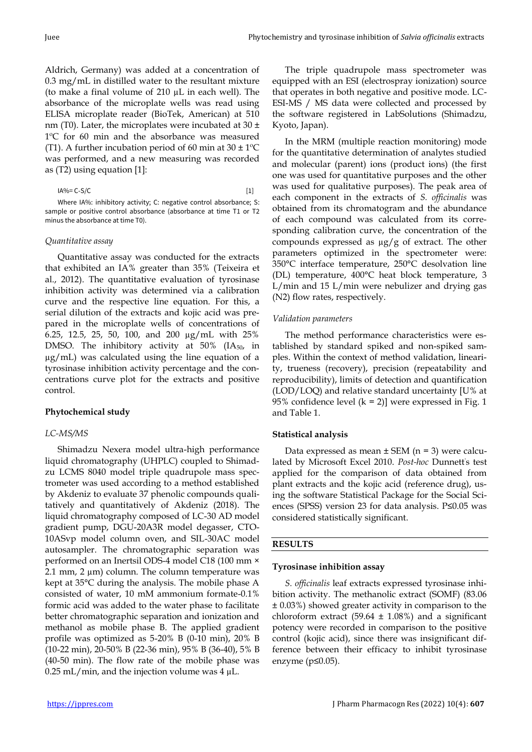Aldrich, Germany) was added at a concentration of 0.3 mg/mL in distilled water to the resultant mixture (to make a final volume of 210 µL in each well). The absorbance of the microplate wells was read using ELISA microplate reader (BioTek, American) at 510 nm (T0). Later, the microplates were incubated at 30 ± 1°C for 60 min and the absorbance was measured (T1). A further incubation period of 60 min at 30 ± 1°C was performed, and a new measuring was recorded as (T2) using equation [1]:

$$IA\% = C\text{-}S/C \qquad [1]$$

Where IA%: inhibitory activity; C: negative control absorbance; S: sample or positive control absorbance (absorbance at time T1 or T2 minus the absorbance at time T0).

*Quantitative assay*

Quantitative assay was conducted for the extracts that exhibited an IA% greater than 35% (Teixeira et al., 2012). The quantitative evaluation of tyrosinase inhibition activity was determined via a calibration curve and the respective line equation. For this, a serial dilution of the extracts and kojic acid was prepared in the microplate wells of concentrations of 6.25, 12.5, 25, 50, 100, and 200 µg/mL with 25% DMSO. The inhibitory activity at 50% ($IA_{50}$, in µg/mL) was calculated using the line equation of a tyrosinase inhibition activity percentage and the concentrations curve plot for the extracts and positive control.

**Phytochemical study**

*LC-MS/MS*

Shimadzu Nexera model ultra-high performance liquid chromatography (UHPLC) coupled to Shimadzu LCMS 8040 model triple quadrupole mass spectrometer was used according to a method established by Akdeniz to evaluate 37 phenolic compounds qualitatively and quantitatively of Akdeniz (2018). The liquid chromatography composed of LC-30 AD model gradient pump, DGU-20A3R model degasser, CTO-10ASvp model column oven, and SIL-30AC model autosampler. The chromatographic separation was performed on an Inertsil ODS-4 model C18 (100 mm × 2.1 mm, 2 µm) column. The column temperature was kept at 35°C during the analysis. The mobile phase A consisted of water, 10 mM ammonium formate-0.1% formic acid was added to the water phase to facilitate better chromatographic separation and ionization and methanol as mobile phase B. The applied gradient profile was optimized as 5-20% B (0-10 min), 20% B (10-22 min), 20-50% B (22-36 min), 95% B (36-40), 5% B (40-50 min). The flow rate of the mobile phase was 0.25 mL/min, and the injection volume was 4 µL.

The triple quadrupole mass spectrometer was equipped with an ESI (electrospray ionization) source that operates in both negative and positive mode. LC-ESI-MS / MS data were collected and processed by the software registered in LabSolutions (Shimadzu, Kyoto, Japan).

In the MRM (multiple reaction monitoring) mode for the quantitative determination of analytes studied and molecular (parent) ions (product ions) (the first one was used for quantitative purposes and the other was used for qualitative purposes). The peak area of each component in the extracts of *S. officinalis* was obtained from its chromatogram and the abundance of each compound was calculated from its corresponding calibration curve, the concentration of the compounds expressed as µg/g of extract. The other parameters optimized in the spectrometer were: 350°C interface temperature, 250°C desolvation line (DL) temperature, 400°C heat block temperature, 3 L/min and 15 L/min were nebulizer and drying gas ($N_2$) flow rates, respectively.

*Validation parameters*

The method performance characteristics were established by standard spiked and non-spiked samples. Within the context of method validation, linearity, trueness (recovery), precision (repeatability and reproducibility), limits of detection and quantification (LOD/LOQ) and relative standard uncertainty [U% at 95% confidence level ($k = 2$)] were expressed in Fig. 1 and Table 1.

**Statistical analysis**

Data expressed as mean ± SEM ($n = 3$) were calculated by Microsoft Excel 2010. *Post-hoc* Dunnett's test applied for the comparison of data obtained from plant extracts and the kojic acid (reference drug), using the software Statistical Package for the Social Sciences (SPSS) version 23 for data analysis. $P \leq 0.05$ was considered statistically significant.

## RESULTS

**Tyrosinase inhibition assay**

*S. officinalis* leaf extracts expressed tyrosinase inhibition activity. The methanolic extract (SOMF) (83.06 ± 0.03%) showed greater activity in comparison to the chloroform extract (59.64 ± 1.08%) and a significant potency were recorded in comparison to the positive control (kojic acid), since there was insignificant difference between their efficacy to inhibit tyrosinase enzyme ($p \leq 0.05$).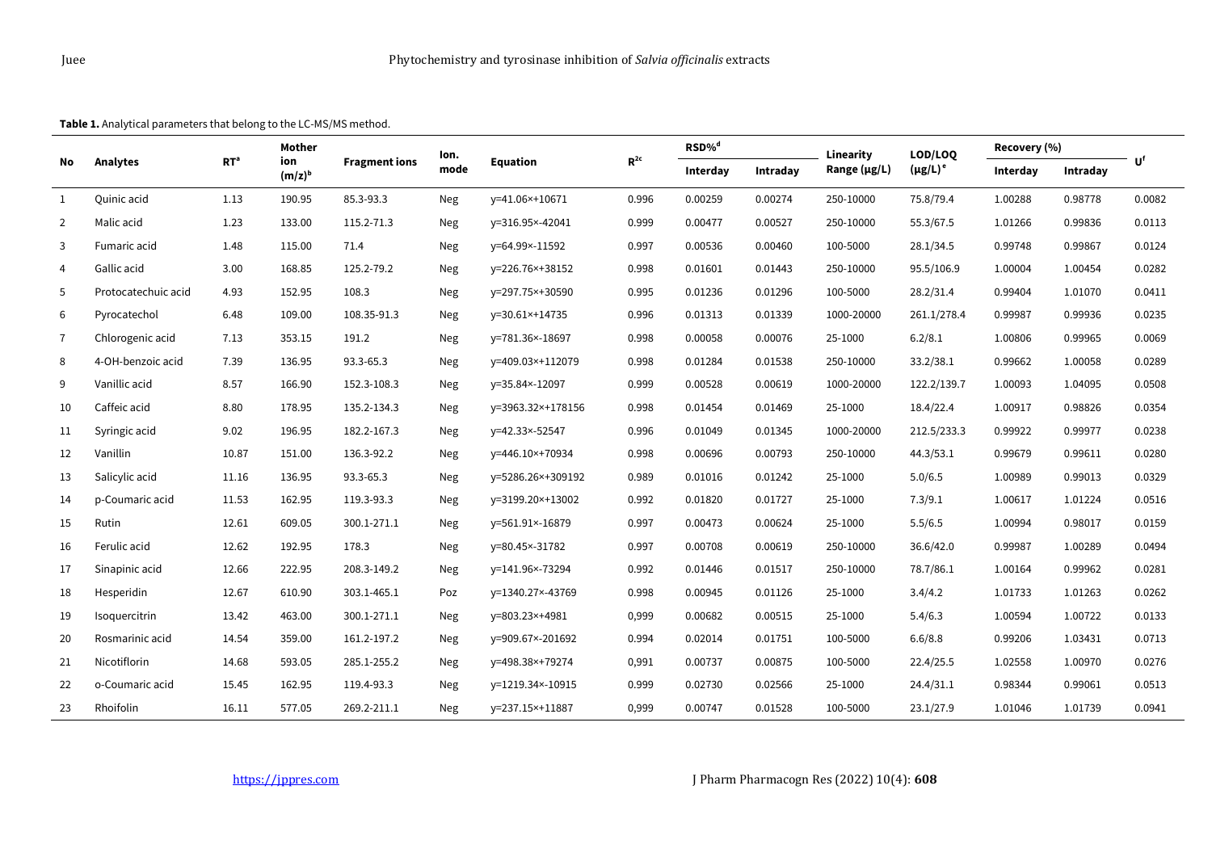**Table 1.** Analytical parameters that belong to the LC-MS/MS method.

| No | Analytes | RT[a] | Mother ion (m/z)[b] | Fragment ions | Ion. mode | Equation | $R^{2c}$ | RSD%[d] | | Linearity Range (μg/L) | LOD/LOQ (μg/L)[e] | Recovery (%) | | U[f] |
|---|---|---|---|---|---|---|---|---|---|---|---|---|---|---|
| | | | | | | | | Interday | Intraday | | | Interday | Intraday | |
| 1 | Quinic acid | 1.13 | 190.95 | 85.3-93.3 | Neg | y=41.06×+10671 | 0.996 | 0.00259 | 0.00274 | 250-10000 | 75.8/79.4 | 1.00288 | 0.98778 | 0.0082 |
| 2 | Malic acid | 1.23 | 133.00 | 115.2-71.3 | Neg | y=316.95×-42041 | 0.999 | 0.00477 | 0.00527 | 250-10000 | 55.3/67.5 | 1.01266 | 0.99836 | 0.0113 |
| 3 | Fumaric acid | 1.48 | 115.00 | 71.4 | Neg | y=64.99×-11592 | 0.997 | 0.00536 | 0.00460 | 100-5000 | 28.1/34.5 | 0.99748 | 0.99867 | 0.0124 |
| 4 | Gallic acid | 3.00 | 168.85 | 125.2-79.2 | Neg | y=226.76×+38152 | 0.998 | 0.01601 | 0.01443 | 250-10000 | 95.5/106.9 | 1.00004 | 1.00454 | 0.0282 |
| 5 | Protocatechuic acid | 4.93 | 152.95 | 108.3 | Neg | y=297.75×+30590 | 0.995 | 0.01236 | 0.01296 | 100-5000 | 28.2/31.4 | 0.99404 | 1.01070 | 0.0411 |
| 6 | Pyrocatechol | 6.48 | 109.00 | 108.35-91.3 | Neg | y=30.61×+14735 | 0.996 | 0.01313 | 0.01339 | 1000-20000 | 261.1/278.4 | 0.99987 | 0.99936 | 0.0235 |
| 7 | Chlorogenic acid | 7.13 | 353.15 | 191.2 | Neg | y=781.36×-18697 | 0.998 | 0.00058 | 0.00076 | 25-1000 | 6.2/8.1 | 1.00806 | 0.99965 | 0.0069 |
| 8 | 4-OH-benzoic acid | 7.39 | 136.95 | 93.3-65.3 | Neg | y=409.03×+112079 | 0.998 | 0.01284 | 0.01538 | 250-10000 | 33.2/38.1 | 0.99662 | 1.00058 | 0.0289 |
| 9 | Vanillic acid | 8.57 | 166.90 | 152.3-108.3 | Neg | y=35.84×-12097 | 0.999 | 0.00528 | 0.00619 | 1000-20000 | 122.2/139.7 | 1.00093 | 1.04095 | 0.0508 |
| 10 | Caffeic acid | 8.80 | 178.95 | 135.2-134.3 | Neg | y=3963.32×+178156 | 0.998 | 0.01454 | 0.01469 | 25-1000 | 18.4/22.4 | 1.00917 | 0.98826 | 0.0354 |
| 11 | Syringic acid | 9.02 | 196.95 | 182.2-167.3 | Neg | y=42.33×-52547 | 0.996 | 0.01049 | 0.01345 | 1000-20000 | 212.5/233.3 | 0.99922 | 0.99977 | 0.0238 |
| 12 | Vanillin | 10.87 | 151.00 | 136.3-92.2 | Neg | y=446.10×+70934 | 0.998 | 0.00696 | 0.00793 | 250-10000 | 44.3/53.1 | 0.99679 | 0.99611 | 0.0280 |
| 13 | Salicylic acid | 11.16 | 136.95 | 93.3-65.3 | Neg | y=5286.26×+309192 | 0.989 | 0.01016 | 0.01242 | 25-1000 | 5.0/6.5 | 1.00989 | 0.99013 | 0.0329 |
| 14 | p-Coumaric acid | 11.53 | 162.95 | 119.3-93.3 | Neg | y=3199.20×+13002 | 0.992 | 0.01820 | 0.01727 | 25-1000 | 7.3/9.1 | 1.00617 | 1.01224 | 0.0516 |
| 15 | Rutin | 12.61 | 609.05 | 300.1-271.1 | Neg | y=561.91×-16879 | 0.997 | 0.00473 | 0.00624 | 25-1000 | 5.5/6.5 | 1.00994 | 0.98017 | 0.0159 |
| 16 | Ferulic acid | 12.62 | 192.95 | 178.3 | Neg | y=80.45×-31782 | 0.997 | 0.00708 | 0.00619 | 250-10000 | 36.6/42.0 | 0.99987 | 1.00289 | 0.0494 |
| 17 | Sinapinic acid | 12.66 | 222.95 | 208.3-149.2 | Neg | y=141.96×-73294 | 0.992 | 0.01446 | 0.01517 | 250-10000 | 78.7/86.1 | 1.00164 | 0.99962 | 0.0281 |
| 18 | Hesperidin | 12.67 | 610.90 | 303.1-465.1 | Poz | y=1340.27×-43769 | 0.998 | 0.00945 | 0.01126 | 25-1000 | 3.4/4.2 | 1.01733 | 1.01263 | 0.0262 |
| 19 | Isoquercitrin | 13.42 | 463.00 | 300.1-271.1 | Neg | y=803.23×+4981 | 0,999 | 0.00682 | 0.00515 | 25-1000 | 5.4/6.3 | 1.00594 | 1.00722 | 0.0133 |
| 20 | Rosmarinic acid | 14.54 | 359.00 | 161.2-197.2 | Neg | y=909.67×-201692 | 0.994 | 0.02014 | 0.01751 | 100-5000 | 6.6/8.8 | 0.99206 | 1.03431 | 0.0713 |
| 21 | Nicotiflorin | 14.68 | 593.05 | 285.1-255.2 | Neg | y=498.38×+79274 | 0,991 | 0.00737 | 0.00875 | 100-5000 | 22.4/25.5 | 1.02558 | 1.00970 | 0.0276 |
| 22 | o-Coumaric acid | 15.45 | 162.95 | 119.4-93.3 | Neg | y=1219.34×-10915 | 0.999 | 0.02730 | 0.02566 | 25-1000 | 24.4/31.1 | 0.98344 | 0.99061 | 0.0513 |
| 23 | Rhoifolin | 16.11 | 577.05 | 269.2-211.1 | Neg | y=237.15×+11887 | 0,999 | 0.00747 | 0.01528 | 100-5000 | 23.1/27.9 | 1.01046 | 1.01739 | 0.0941 |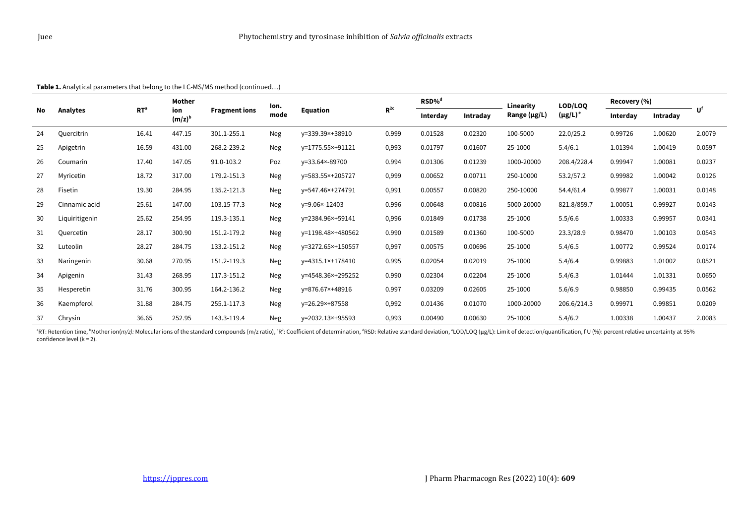**Table 1.** Analytical parameters that belong to the LC-MS/MS method (continued…)

| No | Analytes | RT[a] | Mother ion (m/z)[b] | Fragment ions | Ion. mode | Equation | $R^2$[c] | RSD%[d] | | Linearity Range (µg/L) | LOD/LOQ (µg/L)[e] | Recovery (%) | | U[f] |
|---|---|---|---|---|---|---|---|---|---|---|---|---|---|---|
| | | | | | | | | Interday | Intraday | | | Interday | Intraday | |
| 24 | Quercitrin | 16.41 | 447.15 | 301.1-255.1 | Neg | y=339.39×+38910 | 0.999 | 0.01528 | 0.02320 | 100-5000 | 22.0/25.2 | 0.99726 | 1.00620 | 2.0079 |
| 25 | Apigetrin | 16.59 | 431.00 | 268.2-239.2 | Neg | y=1775.55×+91121 | 0,993 | 0.01797 | 0.01607 | 25-1000 | 5.4/6.1 | 1.01394 | 1.00419 | 0.0597 |
| 26 | Coumarin | 17.40 | 147.05 | 91.0-103.2 | Poz | y=33.64×-89700 | 0.994 | 0.01306 | 0.01239 | 1000-20000 | 208.4/228.4 | 0.99947 | 1.00081 | 0.0237 |
| 27 | Myricetin | 18.72 | 317.00 | 179.2-151.3 | Neg | y=583.55×+205727 | 0,999 | 0.00652 | 0.00711 | 250-10000 | 53.2/57.2 | 0.99982 | 1.00042 | 0.0126 |
| 28 | Fisetin | 19.30 | 284.95 | 135.2-121.3 | Neg | y=547.46×+274791 | 0,991 | 0.00557 | 0.00820 | 250-10000 | 54.4/61.4 | 0.99877 | 1.00031 | 0.0148 |
| 29 | Cinnamic acid | 25.61 | 147.00 | 103.15-77.3 | Neg | y=9.06×-12403 | 0.996 | 0.00648 | 0.00816 | 5000-20000 | 821.8/859.7 | 1.00051 | 0.99927 | 0.0143 |
| 30 | Liquiritigenin | 25.62 | 254.95 | 119.3-135.1 | Neg | y=2384.96×+59141 | 0,996 | 0.01849 | 0.01738 | 25-1000 | 5.5/6.6 | 1.00333 | 0.99957 | 0.0341 |
| 31 | Quercetin | 28.17 | 300.90 | 151.2-179.2 | Neg | y=1198.48×+480562 | 0.990 | 0.01589 | 0.01360 | 100-5000 | 23.3/28.9 | 0.98470 | 1.00103 | 0.0543 |
| 32 | Luteolin | 28.27 | 284.75 | 133.2-151.2 | Neg | y=3272.65×+150557 | 0,997 | 0.00575 | 0.00696 | 25-1000 | 5.4/6.5 | 1.00772 | 0.99524 | 0.0174 |
| 33 | Naringenin | 30.68 | 270.95 | 151.2-119.3 | Neg | y=4315.1×+178410 | 0.995 | 0.02054 | 0.02019 | 25-1000 | 5.4/6.4 | 0.99883 | 1.01002 | 0.0521 |
| 34 | Apigenin | 31.43 | 268.95 | 117.3-151.2 | Neg | y=4548.36×+295252 | 0.990 | 0.02304 | 0.02204 | 25-1000 | 5.4/6.3 | 1.01444 | 1.01331 | 0.0650 |
| 35 | Hesperetin | 31.76 | 300.95 | 164.2-136.2 | Neg | y=876.67×+48916 | 0.997 | 0.03209 | 0.02605 | 25-1000 | 5.6/6.9 | 0.98850 | 0.99435 | 0.0562 |
| 36 | Kaempferol | 31.88 | 284.75 | 255.1-117.3 | Neg | y=26.29×+87558 | 0,992 | 0.01436 | 0.01070 | 1000-20000 | 206.6/214.3 | 0.99971 | 0.99851 | 0.0209 |
| 37 | Chrysin | 36.65 | 252.95 | 143.3-119.4 | Neg | y=2032.13×+95593 | 0,993 | 0.00490 | 0.00630 | 25-1000 | 5.4/6.2 | 1.00338 | 1.00437 | 2.0083 |

[a]RT: Retention time, [b]Mother ion(*m/z)*: Molecular ions of the standard compounds (m/z ratio), [c]$R^2$: Coefficient of determination, [d]RSD: Relative standard deviation, [e]LOD/LOQ (µg/L): Limit of detection/quantification, f U (%): percent relative uncertainty at 95% confidence level (k = 2).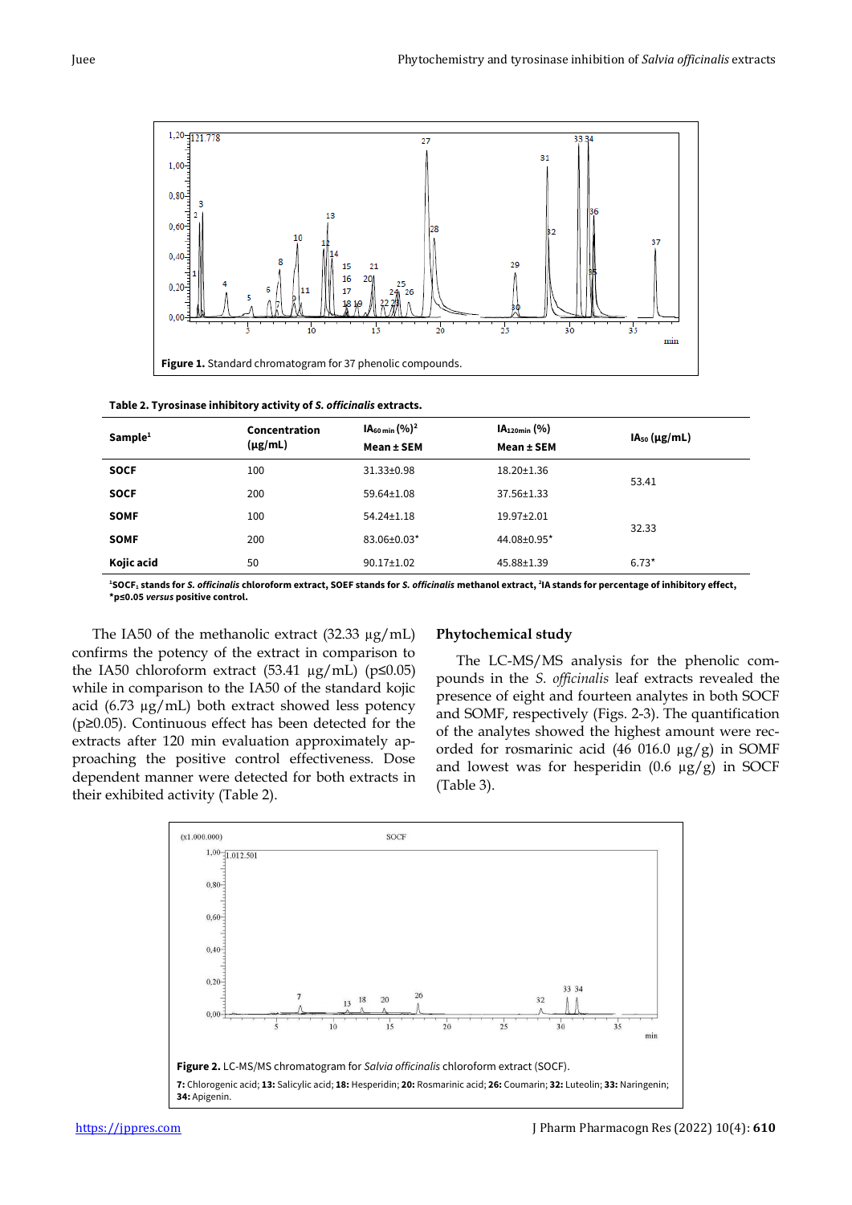Figure 1. Standard chromatogram for 37 phenolic compounds.

**Table 2. Tyrosinase inhibitory activity of *S. officinalis* extracts.**

| Sample[1] | Concentration (µg/mL) | $IA_{60\,min}$ (%)[2] Mean ± SEM | $IA_{120min}$ (%) Mean ± SEM | $IA_{50}$ (µg/mL) |
|---|---|---|---|---|
| **SOCF** | 100 | 31.33±0.98 | 18.20±1.36 | 53.41 |
| **SOCF** | 200 | 59.64±1.08 | 37.56±1.33 | |
| **SOMF** | 100 | 54.24±1.18 | 19.97±2.01 | 32.33 |
| **SOMF** | 200 | 83.06±0.03* | 44.08±0.95* | |
| **Kojic acid** | 50 | 90.17±1.02 | 45.88±1.39 | 6.73* |

[1]**SOCF, stands for *S. officinalis* chloroform extract, SOEF stands for *S. officinalis* methanol extract,** [2]**IA stands for percentage of inhibitory effect, \*p≤0.05 *versus* positive control.**

The IA50 of the methanolic extract (32.33 µg/mL) confirms the potency of the extract in comparison to the IA50 chloroform extract (53.41 µg/mL) (p≤0.05) while in comparison to the IA50 of the standard kojic acid (6.73 µg/mL) both extract showed less potency (p≥0.05). Continuous effect has been detected for the extracts after 120 min evaluation approximately approaching the positive control effectiveness. Dose dependent manner were detected for both extracts in their exhibited activity (Table 2).

## Phytochemical study

The LC-MS/MS analysis for the phenolic compounds in the *S. officinalis* leaf extracts revealed the presence of eight and fourteen analytes in both SOCF and SOMF, respectively (Figs. 2-3). The quantification of the analytes showed the highest amount were recorded for rosmarinic acid (46 016.0 µg/g) in SOMF and lowest was for hesperidin (0.6 µg/g) in SOCF (Table 3).

**Figure 2.** LC-MS/MS chromatogram for *Salvia officinalis* chloroform extract (SOCF).

**7:** Chlorogenic acid; **13:** Salicylic acid; **18:** Hesperidin; **20:** Rosmarinic acid; **26:** Coumarin; **32:** Luteolin; **33:** Naringenin; **34:** Apigenin.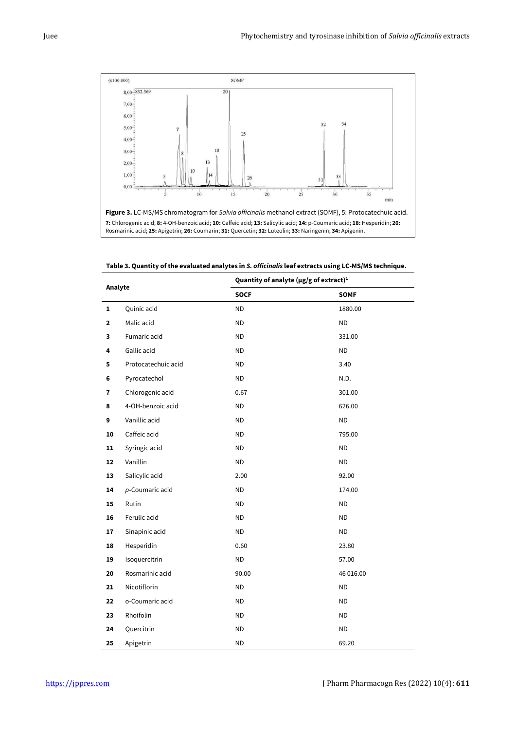**Figure 3.** LC-MS/MS chromatogram for *Salvia officinalis* methanol extract (SOMF), 5: Protocatechuic acid. **7:** Chlorogenic acid; **8:** 4-OH-benzoic acid; **10:** Caffeic acid; **13:** Salicylic acid; **14:** p-Coumaric acid; **18:** Hesperidin; **20:** Rosmarinic acid; **25:** Apigetrin; **26:** Coumarin; **31:** Quercetin; **32:** Luteolin; **33:** Naringenin; **34:** Apigenin.

**Table 3. Quantity of the evaluated analytes in *S. officinalis* leaf extracts using LC-MS/MS technique.**

| Analyte | | Quantity of analyte (µg/g of extract)[1] | |
|---|---|---|---|
| | | SOCF | SOMF |
| 1 | Quinic acid | ND | 1880.00 |
| 2 | Malic acid | ND | ND |
| 3 | Fumaric acid | ND | 331.00 |
| 4 | Gallic acid | ND | ND |
| 5 | Protocatechuic acid | ND | 3.40 |
| 6 | Pyrocatechol | ND | N.D. |
| 7 | Chlorogenic acid | 0.67 | 301.00 |
| 8 | 4-OH-benzoic acid | ND | 626.00 |
| 9 | Vanillic acid | ND | ND |
| 10 | Caffeic acid | ND | 795.00 |
| 11 | Syringic acid | ND | ND |
| 12 | Vanillin | ND | ND |
| 13 | Salicylic acid | 2.00 | 92.00 |
| 14 | *p*-Coumaric acid | ND | 174.00 |
| 15 | Rutin | ND | ND |
| 16 | Ferulic acid | ND | ND |
| 17 | Sinapinic acid | ND | ND |
| 18 | Hesperidin | 0.60 | 23.80 |
| 19 | Isoquercitrin | ND | 57.00 |
| 20 | Rosmarinic acid | 90.00 | 46 016.00 |
| 21 | Nicotiflorin | ND | ND |
| 22 | o-Coumaric acid | ND | ND |
| 23 | Rhoifolin | ND | ND |
| 24 | Quercitrin | ND | ND |
| 25 | Apigetrin | ND | 69.20 |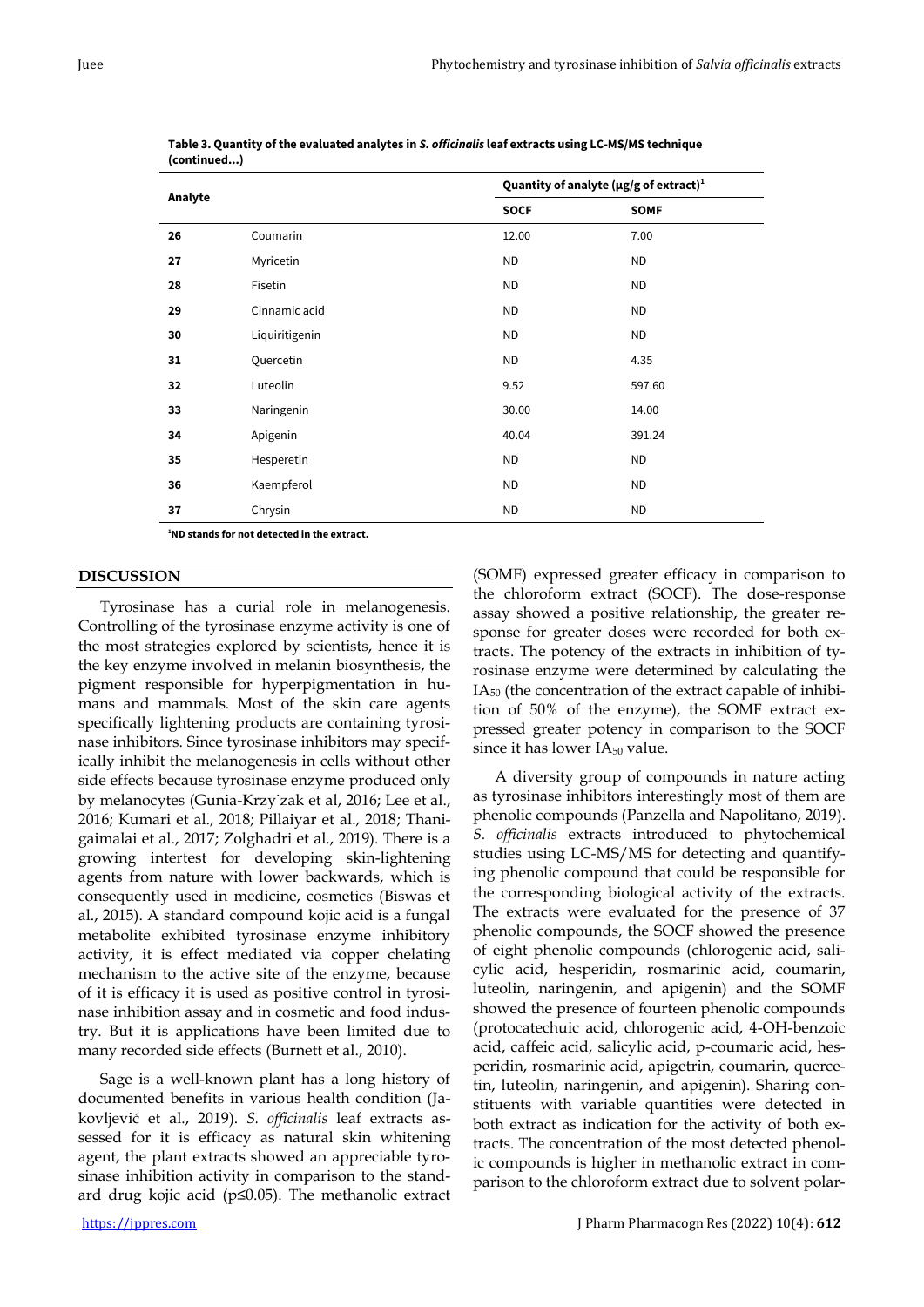**Table 3. Quantity of the evaluated analytes in *S. officinalis* leaf extracts using LC-MS/MS technique (continued...)**

| Analyte | | Quantity of analyte (µg/g of extract)[1] | |
|---|---|---|---|
| | | SOCF | SOMF |
| 26 | Coumarin | 12.00 | 7.00 |
| 27 | Myricetin | ND | ND |
| 28 | Fisetin | ND | ND |
| 29 | Cinnamic acid | ND | ND |
| 30 | Liquiritigenin | ND | ND |
| 31 | Quercetin | ND | 4.35 |
| 32 | Luteolin | 9.52 | 597.60 |
| 33 | Naringenin | 30.00 | 14.00 |
| 34 | Apigenin | 40.04 | 391.24 |
| 35 | Hesperetin | ND | ND |
| 36 | Kaempferol | ND | ND |
| 37 | Chrysin | ND | ND |

[1]ND stands for not detected in the extract.

## DISCUSSION

Tyrosinase has a curial role in melanogenesis. Controlling of the tyrosinase enzyme activity is one of the most strategies explored by scientists, hence it is the key enzyme involved in melanin biosynthesis, the pigment responsible for hyperpigmentation in humans and mammals. Most of the skin care agents specifically lightening products are containing tyrosinase inhibitors. Since tyrosinase inhibitors may specifically inhibit the melanogenesis in cells without other side effects because tyrosinase enzyme produced only by melanocytes (Gunia-Krzy˙zak et al, 2016; Lee et al., 2016; Kumari et al., 2018; Pillaiyar et al., 2018; Thanigaimalai et al., 2017; Zolghadri et al., 2019). There is a growing intertest for developing skin-lightening agents from nature with lower backwards, which is consequently used in medicine, cosmetics (Biswas et al., 2015). A standard compound kojic acid is a fungal metabolite exhibited tyrosinase enzyme inhibitory activity, it is effect mediated via copper chelating mechanism to the active site of the enzyme, because of it is efficacy it is used as positive control in tyrosinase inhibition assay and in cosmetic and food industry. But it is applications have been limited due to many recorded side effects (Burnett et al., 2010).

Sage is a well-known plant has a long history of documented benefits in various health condition (Jakovljević et al., 2019). *S. officinalis* leaf extracts assessed for it is efficacy as natural skin whitening agent, the plant extracts showed an appreciable tyrosinase inhibition activity in comparison to the standard drug kojic acid ($p \leq 0.05$). The methanolic extract (SOMF) expressed greater efficacy in comparison to the chloroform extract (SOCF). The dose-response assay showed a positive relationship, the greater response for greater doses were recorded for both extracts. The potency of the extracts in inhibition of tyrosinase enzyme were determined by calculating the $IA_{50}$ (the concentration of the extract capable of inhibition of 50% of the enzyme), the SOMF extract expressed greater potency in comparison to the SOCF since it has lower $IA_{50}$ value.

A diversity group of compounds in nature acting as tyrosinase inhibitors interestingly most of them are phenolic compounds (Panzella and Napolitano, 2019). *S. officinalis* extracts introduced to phytochemical studies using LC-MS/MS for detecting and quantifying phenolic compound that could be responsible for the corresponding biological activity of the extracts. The extracts were evaluated for the presence of 37 phenolic compounds, the SOCF showed the presence of eight phenolic compounds (chlorogenic acid, salicylic acid, hesperidin, rosmarinic acid, coumarin, luteolin, naringenin, and apigenin) and the SOMF showed the presence of fourteen phenolic compounds (protocatechuic acid, chlorogenic acid, 4-OH-benzoic acid, caffeic acid, salicylic acid, p-coumaric acid, hesperidin, rosmarinic acid, apigetrin, coumarin, quercetin, luteolin, naringenin, and apigenin). Sharing constituents with variable quantities were detected in both extract as indication for the activity of both extracts. The concentration of the most detected phenolic compounds is higher in methanolic extract in comparison to the chloroform extract due to solvent polar-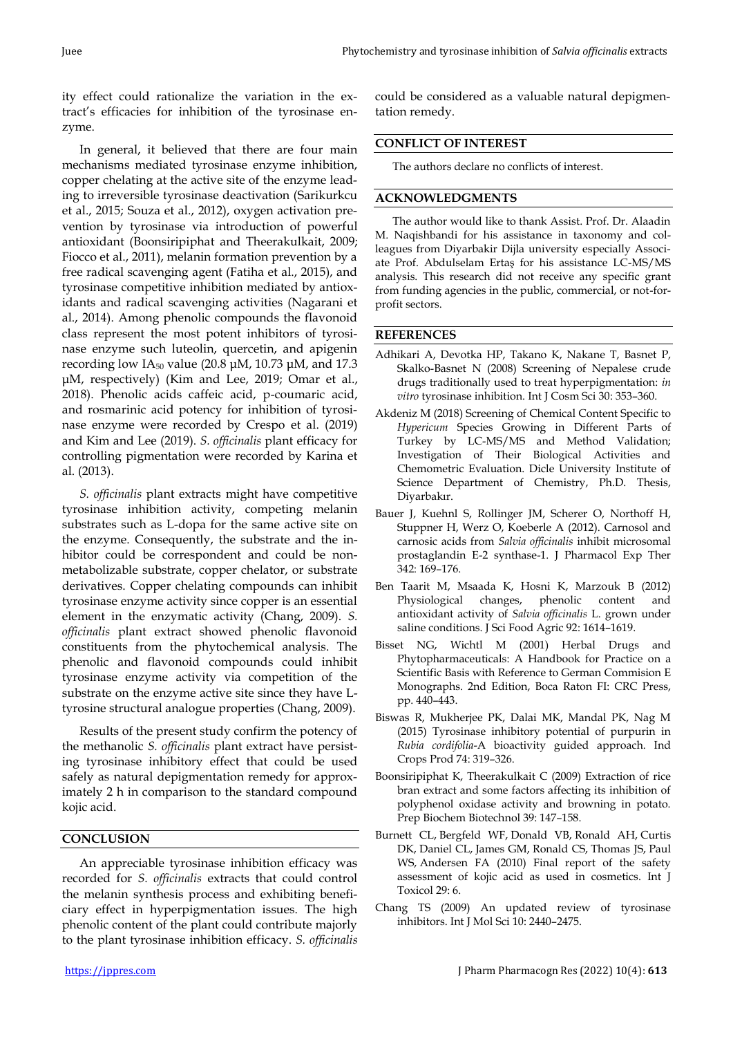ity effect could rationalize the variation in the extract's efficacies for inhibition of the tyrosinase enzyme.

In general, it believed that there are four main mechanisms mediated tyrosinase enzyme inhibition, copper chelating at the active site of the enzyme leading to irreversible tyrosinase deactivation (Sarikurkcu et al., 2015; Souza et al., 2012), oxygen activation prevention by tyrosinase via introduction of powerful antioxidant (Boonsiripiphat and Theerakulkait, 2009; Fiocco et al., 2011), melanin formation prevention by a free radical scavenging agent (Fatiha et al., 2015), and tyrosinase competitive inhibition mediated by antioxidants and radical scavenging activities (Nagarani et al., 2014). Among phenolic compounds the flavonoid class represent the most potent inhibitors of tyrosinase enzyme such luteolin, quercetin, and apigenin recording low $IA_{50}$ value (20.8 µM, 10.73 µM, and 17.3 µM, respectively) (Kim and Lee, 2019; Omar et al., 2018). Phenolic acids caffeic acid, p-coumaric acid, and rosmarinic acid potency for inhibition of tyrosinase enzyme were recorded by Crespo et al. (2019) and Kim and Lee (2019). *S. officinalis* plant efficacy for controlling pigmentation were recorded by Karina et al. (2013).

*S. officinalis* plant extracts might have competitive tyrosinase inhibition activity, competing melanin substrates such as L-dopa for the same active site on the enzyme. Consequently, the substrate and the inhibitor could be correspondent and could be non-metabolizable substrate, copper chelator, or substrate derivatives. Copper chelating compounds can inhibit tyrosinase enzyme activity since copper is an essential element in the enzymatic activity (Chang, 2009). *S. officinalis* plant extract showed phenolic flavonoid constituents from the phytochemical analysis. The phenolic and flavonoid compounds could inhibit tyrosinase enzyme activity via competition of the substrate on the enzyme active site since they have L-tyrosine structural analogue properties (Chang, 2009).

Results of the present study confirm the potency of the methanolic *S. officinalis* plant extract have persisting tyrosinase inhibitory effect that could be used safely as natural depigmentation remedy for approximately 2 h in comparison to the standard compound kojic acid.

## CONCLUSION

An appreciable tyrosinase inhibition efficacy was recorded for *S. officinalis* extracts that could control the melanin synthesis process and exhibiting beneficiary effect in hyperpigmentation issues. The high phenolic content of the plant could contribute majorly to the plant tyrosinase inhibition efficacy. *S. officinalis* could be considered as a valuable natural depigmentation remedy.

## CONFLICT OF INTEREST

The authors declare no conflicts of interest.

## ACKNOWLEDGMENTS

The author would like to thank Assist. Prof. Dr. Alaadin M. Naqishbandi for his assistance in taxonomy and colleagues from Diyarbakir Dijla university especially Associate Prof. Abdulselam Ertaş for his assistance LC-MS/MS analysis. This research did not receive any specific grant from funding agencies in the public, commercial, or not-for-profit sectors.

## REFERENCES

Adhikari A, Devotka HP, Takano K, Nakane T, Basnet P, Skalko-Basnet N (2008) Screening of Nepalese crude drugs traditionally used to treat hyperpigmentation: *in vitro* tyrosinase inhibition. Int J Cosm Sci 30: 353–360.

Akdeniz M (2018) Screening of Chemical Content Specific to *Hypericum* Species Growing in Different Parts of Turkey by LC-MS/MS and Method Validation; Investigation of Their Biological Activities and Chemometric Evaluation. Dicle University Institute of Science Department of Chemistry, Ph.D. Thesis, Diyarbakır.

Bauer J, Kuehnl S, Rollinger JM, Scherer O, Northoff H, Stuppner H, Werz O, Koeberle A (2012). Carnosol and carnosic acids from *Salvia officinalis* inhibit microsomal prostaglandin E-2 synthase-1. J Pharmacol Exp Ther 342: 169–176.

Ben Taarit M, Msaada K, Hosni K, Marzouk B (2012) Physiological changes, phenolic content and antioxidant activity of *Salvia officinalis* L. grown under saline conditions. J Sci Food Agric 92: 1614–1619.

Bisset NG, Wichtl M (2001) Herbal Drugs and Phytopharmaceuticals: A Handbook for Practice on a Scientific Basis with Reference to German Commision E Monographs. 2nd Edition, Boca Raton FI: CRC Press, pp. 440–443.

Biswas R, Mukherjee PK, Dalai MK, Mandal PK, Nag M (2015) Tyrosinase inhibitory potential of purpurin in *Rubia cordifolia*-A bioactivity guided approach. Ind Crops Prod 74: 319–326.

Boonsiripiphat K, Theerakulkait C (2009) Extraction of rice bran extract and some factors affecting its inhibition of polyphenol oxidase activity and browning in potato. Prep Biochem Biotechnol 39: 147–158.

Burnett CL, Bergfeld WF, Donald VB, Ronald AH, Curtis DK, Daniel CL, James GM, Ronald CS, Thomas JS, Paul WS, Andersen FA (2010) Final report of the safety assessment of kojic acid as used in cosmetics. Int J Toxicol 29: 6.

Chang TS (2009) An updated review of tyrosinase inhibitors. Int J Mol Sci 10: 2440–2475.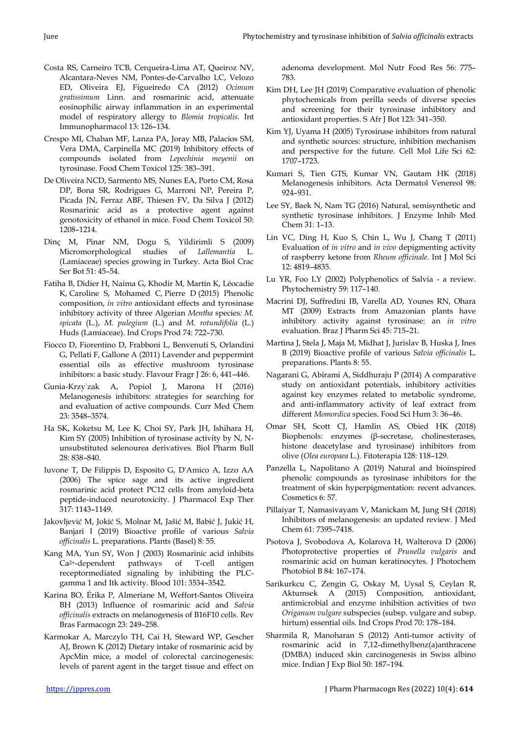Costa RS, Carneiro TCB, Cerqueira-Lima AT, Queiroz NV, Alcantara-Neves NM, Pontes-de-Carvalho LC, Velozo ED, Oliveira EJ, Figueiredo CA (2012) *Ocimum gratissimum* Linn. and rosmarinic acid, attenuate eosinophilic airway inflammation in an experimental model of respiratory allergy to *Blomia tropicalis*. Int Immunopharmacol 13: 126–134.

Crespo MI, Chaban MF, Lanza PA, Joray MB, Palacios SM, Vera DMA, Carpinella MC (2019) Inhibitory effects of compounds isolated from *Lepechinia meyenii* on tyrosinase. Food Chem Toxicol 125: 383–391.

De Oliveira NCD, Sarmento MS, Nunes EA, Porto CM, Rosa DP, Bona SR, Rodrigues G, Marroni NP, Pereira P, Picada JN, Ferraz ABF, Thiesen FV, Da Silva J (2012) Rosmarinic acid as a protective agent against genotoxicity of ethanol in mice. Food Chem Toxicol 50: 1208–1214.

Dinç M, Pinar NM, Dogu S, Yildirimli S (2009) Micromorphological studies of *Lallemantia* L. (Lamiaceae) species growing in Turkey. Acta Biol Crac Ser Bot 51: 45–54.

Fatiha B, Didier H, Naima G, Khodir M, Martin K, Léocadie K, Caroline S, Mohamed C, Pierre D (2015) Phenolic composition, *in vitro* antioxidant effects and tyrosinase inhibitory activity of three Algerian *Mentha* species: *M. spicata* (L.), *M. pulegium* (L.) and *M. rotundifolia* (L.) Huds (Lamiaceae). Ind Crops Prod 74: 722–730.

Fiocco D, Fiorentino D, Frabboni L, Benvenuti S, Orlandini G, Pellati F, Gallone A (2011) Lavender and peppermint essential oils as effective mushroom tyrosinase inhibitors: a basic study. Flavour Fragr J 26: 6, 441–446.

Gunia-Krzyżak A, Popiol J, Marona H (2016) Melanogenesis inhibitors: strategies for searching for and evaluation of active compounds. Curr Med Chem 23: 3548–3574.

Ha SK, Koketsu M, Lee K, Choi SY, Park JH, Ishihara H, Kim SY (2005) Inhibition of tyrosinase activity by N, N-unsubstituted selenourea derivatives. Biol Pharm Bull 28: 838–840.

Iuvone T, De Filippis D, Esposito G, D'Amico A, Izzo AA (2006) The spice sage and its active ingredient rosmarinic acid protect PC12 cells from amyloid-beta peptide-induced neurotoxicity. J Pharmacol Exp Ther 317: 1143–1149.

Jakovljević M, Jokić S, Molnar M, Jašić M, Babić J, Jukić H, Banjari I (2019) Bioactive profile of various *Salvia officinalis* L. preparations. Plants (Basel) 8: 55.

Kang MA, Yun SY, Won J (2003) Rosmarinic acid inhibits $Ca^{2+}$-dependent pathways of T-cell antigen receptormediated signaling by inhibiting the PLC-gamma 1 and Itk activity. Blood 101: 3534–3542.

Karina BO, Érika P, Almeriane M, Weffort-Santos Oliveira BH (2013) Influence of rosmarinic acid and *Salvia officinalis* extracts on melanogenesis of B16F10 cells. Rev Bras Farmacogn 23: 249–258.

Karmokar A, Marczylo TH, Cai H, Steward WP, Gescher AJ, Brown K (2012) Dietary intake of rosmarinic acid by ApcMin mice, a model of colorectal carcinogenesis: levels of parent agent in the target tissue and effect on adenoma development. Mol Nutr Food Res 56: 775–783.

Kim DH, Lee JH (2019) Comparative evaluation of phenolic phytochemicals from perilla seeds of diverse species and screening for their tyrosinase inhibitory and antioxidant properties. S Afr J Bot 123: 341–350.

Kim YJ, Uyama H (2005) Tyrosinase inhibitors from natural and synthetic sources: structure, inhibition mechanism and perspective for the future. Cell Mol Life Sci 62: 1707–1723.

Kumari S, Tien GTS, Kumar VN, Gautam HK (2018) Melanogenesis inhibitors. Acta Dermatol Venereol 98: 924–931.

Lee SY, Baek N, Nam TG (2016) Natural, semisynthetic and synthetic tyrosinase inhibitors. J Enzyme Inhib Med Chem 31: 1–13.

Lin VC, Ding H, Kuo S, Chin L, Wu J, Chang T (2011) Evaluation of *in vitro* and *in vivo* depigmenting activity of raspberry ketone from *Rheum officinale*. Int J Mol Sci 12: 4819–4835.

Lu YR, Foo LY (2002) Polyphenolics of Salvia - a review. Phytochemistry 59: 117–140.

Macrini DJ, Suffredini IB, Varella AD, Younes RN, Ohara MT (2009) Extracts from Amazonian plants have inhibitory activity against tyrosinase: an *in vitro* evaluation. Braz J Pharm Sci 45: 715–21.

Martina J, Stela J, Maja M, Midhat J, Jurislav B, Huska J, Ines B (2019) Bioactive profile of various *Salvia officinalis* L. preparations. Plants 8: 55.

Nagarani G, Abirami A, Siddhuraju P (2014) A comparative study on antioxidant potentials, inhibitory activities against key enzymes related to metabolic syndrome, and anti-inflammatory activity of leaf extract from different *Momordica* species. Food Sci Hum 3: 36–46.

Omar SH, Scott CJ, Hamlin AS, Obied HK (2018) Biophenols: enzymes (β-secretase, cholinesterases, histone deacetylase and tyrosinase) inhibitors from olive (*Olea europaea* L.). Fitoterapia 128: 118–129.

Panzella L, Napolitano A (2019) Natural and bioinspired phenolic compounds as tyrosinase inhibitors for the treatment of skin hyperpigmentation: recent advances. Cosmetics 6: 57.

Pillaiyar T, Namasivayam V, Manickam M, Jung SH (2018) Inhibitors of melanogenesis: an updated review. J Med Chem 61: 7395–7418.

Psotova J, Svobodova A, Kolarova H, Walterova D (2006) Photoprotective properties of *Prunella vulgaris* and rosmarinic acid on human keratinocytes. J Photochem Photobiol B 84: 167–174.

Sarikurkcu C, Zengin G, Oskay M, Uysal S, Ceylan R, Aktumsek A (2015) Composition, antioxidant, antimicrobial and enzyme inhibition activities of two *Origanum vulgare* subspecies (subsp. vulgare and subsp. hirtum) essential oils. Ind Crops Prod 70: 178–184.

Sharmila R, Manoharan S (2012) Anti-tumor activity of rosmarinic acid in 7,12-dimethylbenz(a)anthracene (DMBA) induced skin carcinogenesis in Swiss albino mice. Indian J Exp Biol 50: 187–194.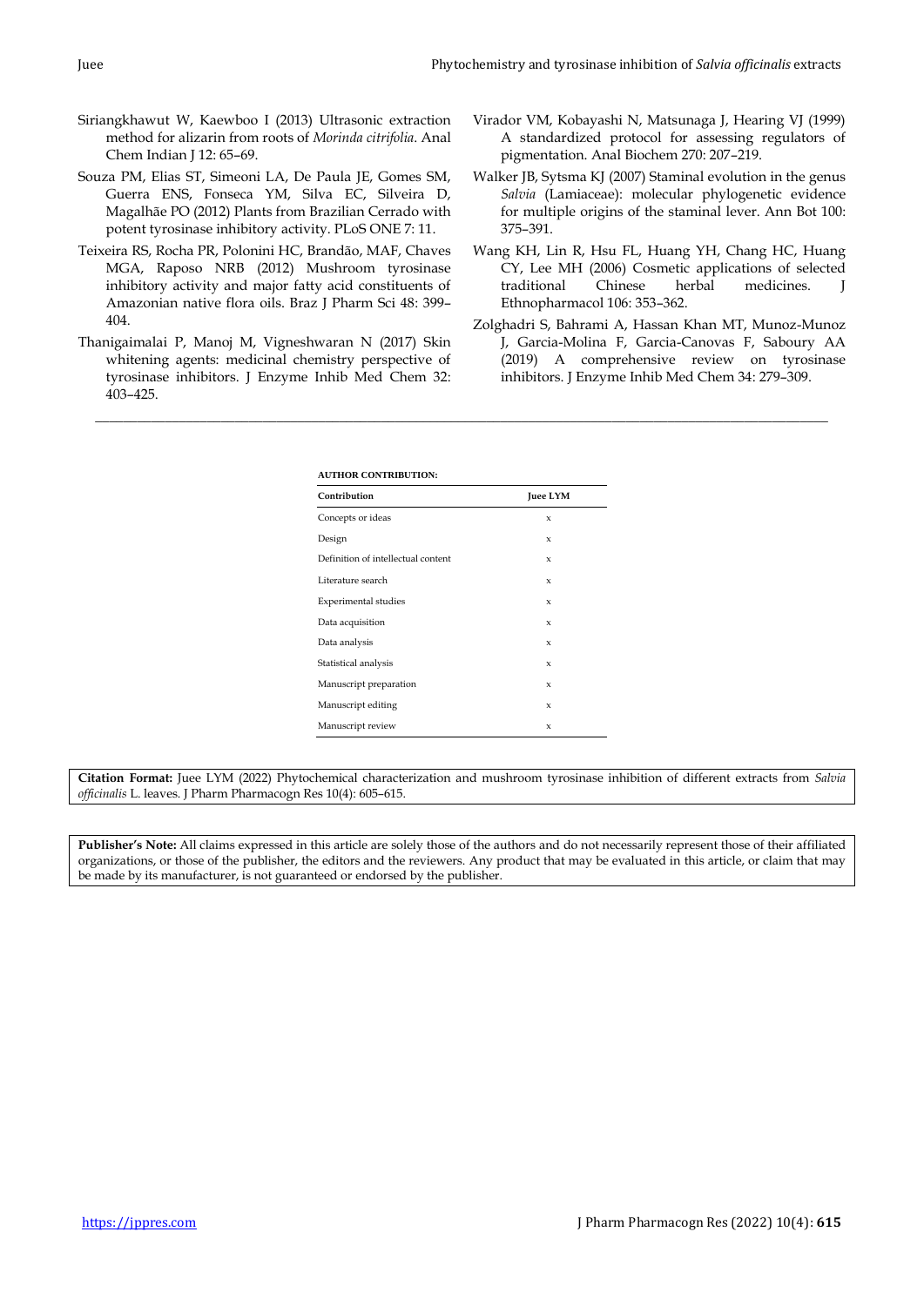Siriangkhawut W, Kaewboo I (2013) Ultrasonic extraction method for alizarin from roots of *Morinda citrifolia*. Anal Chem Indian J 12: 65–69.

Souza PM, Elias ST, Simeoni LA, De Paula JE, Gomes SM, Guerra ENS, Fonseca YM, Silva EC, Silveira D, Magalhãe PO (2012) Plants from Brazilian Cerrado with potent tyrosinase inhibitory activity. PLoS ONE 7: 11.

Teixeira RS, Rocha PR, Polonini HC, Brandão, MAF, Chaves MGA, Raposo NRB (2012) Mushroom tyrosinase inhibitory activity and major fatty acid constituents of Amazonian native flora oils. Braz J Pharm Sci 48: 399–404.

Thanigaimalai P, Manoj M, Vigneshwaran N (2017) Skin whitening agents: medicinal chemistry perspective of tyrosinase inhibitors. J Enzyme Inhib Med Chem 32: 403–425.

Virador VM, Kobayashi N, Matsunaga J, Hearing VJ (1999) A standardized protocol for assessing regulators of pigmentation. Anal Biochem 270: 207–219.

Walker JB, Sytsma KJ (2007) Staminal evolution in the genus *Salvia* (Lamiaceae): molecular phylogenetic evidence for multiple origins of the staminal lever. Ann Bot 100: 375–391.

Wang KH, Lin R, Hsu FL, Huang YH, Chang HC, Huang CY, Lee MH (2006) Cosmetic applications of selected traditional Chinese herbal medicines. J Ethnopharmacol 106: 353–362.

Zolghadri S, Bahrami A, Hassan Khan MT, Munoz-Munoz J, Garcia-Molina F, Garcia-Canovas F, Saboury AA (2019) A comprehensive review on tyrosinase inhibitors. J Enzyme Inhib Med Chem 34: 279–309.

**AUTHOR CONTRIBUTION:**

| Contribution | Juee LYM |
|---|---|
| Concepts or ideas | x |
| Design | x |
| Definition of intellectual content | x |
| Literature search | x |
| Experimental studies | x |
| Data acquisition | x |
| Data analysis | x |
| Statistical analysis | x |
| Manuscript preparation | x |
| Manuscript editing | x |
| Manuscript review | x |

**Citation Format:** Juee LYM (2022) Phytochemical characterization and mushroom tyrosinase inhibition of different extracts from *Salvia officinalis* L. leaves. J Pharm Pharmacogn Res 10(4): 605–615.

**Publisher's Note:** All claims expressed in this article are solely those of the authors and do not necessarily represent those of their affiliated organizations, or those of the publisher, the editors and the reviewers. Any product that may be evaluated in this article, or claim that may be made by its manufacturer, is not guaranteed or endorsed by the publisher.